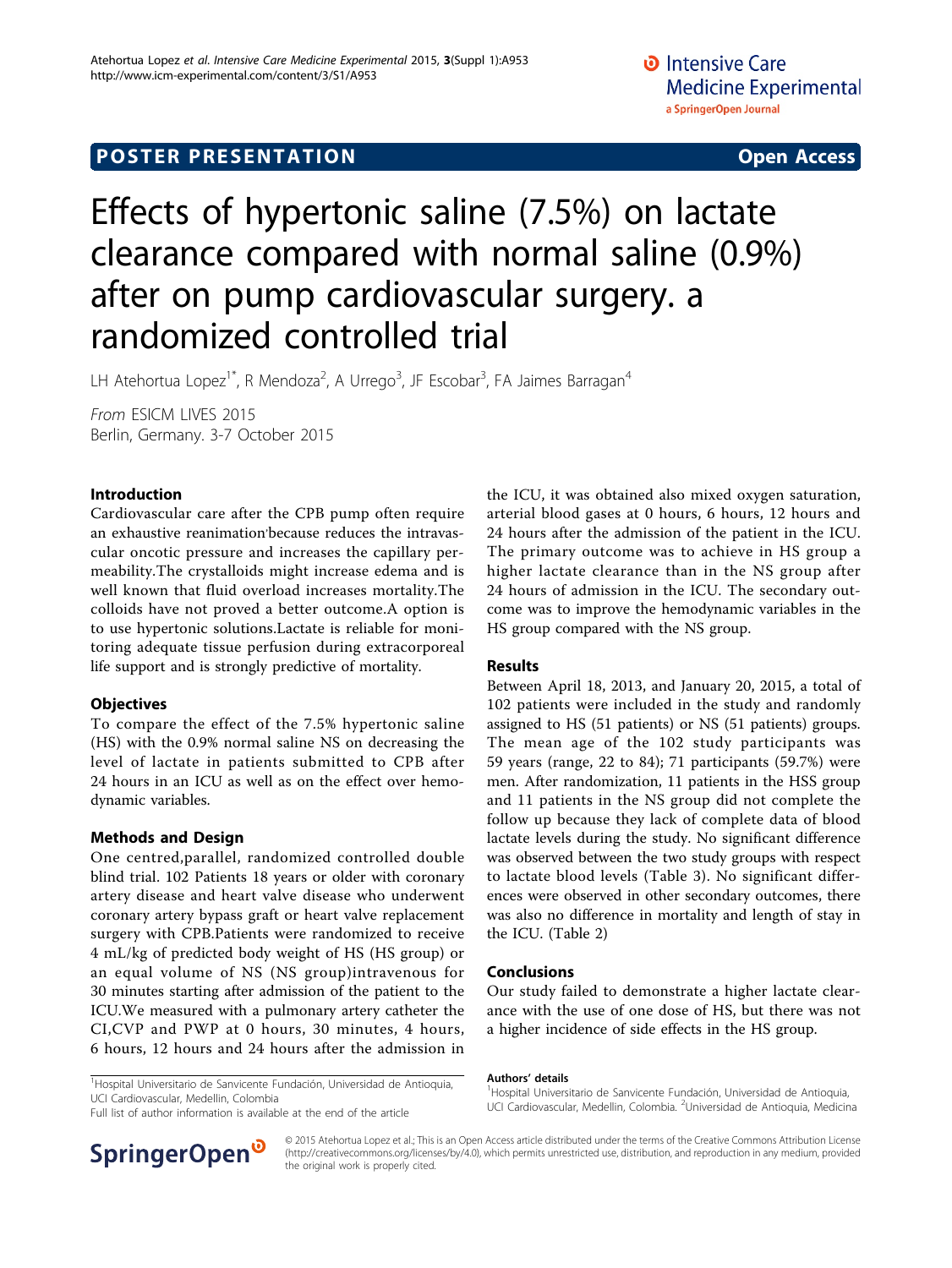POSTER PRESENTATION | Open Access

# Effects of hypertonic saline (7.5%) on lactate clearance compared with normal saline (0.9%) after on pump cardiovascular surgery. a randomized controlled trial

LH Atehortua Lopez[1*], R Mendoza[2], A Urrego[3], JF Escobar[3], FA Jaimes Barragan[4]

*From* ESICM LIVES 2015
Berlin, Germany. 3-7 October 2015

## Introduction

Cardiovascular care after the CPB pump often require an exhaustive reanimation because reduces the intravascular oncotic pressure and increases the capillary permeability.The crystalloids might increase edema and is well known that fluid overload increases mortality.The colloids have not proved a better outcome.A option is to use hypertonic solutions.Lactate is reliable for monitoring adequate tissue perfusion during extracorporeal life support and is strongly predictive of mortality.

## Objectives

To compare the effect of the 7.5% hypertonic saline (HS) with the 0.9% normal saline NS on decreasing the level of lactate in patients submitted to CPB after 24 hours in an ICU as well as on the effect over hemodynamic variables.

## Methods and Design

One centred,parallel, randomized controlled double blind trial. 102 Patients 18 years or older with coronary artery disease and heart valve disease who underwent coronary artery bypass graft or heart valve replacement surgery with CPB.Patients were randomized to receive 4 mL/kg of predicted body weight of HS (HS group) or an equal volume of NS (NS group)intravenous for 30 minutes starting after admission of the patient to the ICU.We measured with a pulmonary artery catheter the CI,CVP and PWP at 0 hours, 30 minutes, 4 hours, 6 hours, 12 hours and 24 hours after the admission in the ICU, it was obtained also mixed oxygen saturation, arterial blood gases at 0 hours, 6 hours, 12 hours and 24 hours after the admission of the patient in the ICU. The primary outcome was to achieve in HS group a higher lactate clearance than in the NS group after 24 hours of admission in the ICU. The secondary outcome was to improve the hemodynamic variables in the HS group compared with the NS group.

## Results

Between April 18, 2013, and January 20, 2015, a total of 102 patients were included in the study and randomly assigned to HS (51 patients) or NS (51 patients) groups. The mean age of the 102 study participants was 59 years (range, 22 to 84); 71 participants (59.7%) were men. After randomization, 11 patients in the HSS group and 11 patients in the NS group did not complete the follow up because they lack of complete data of blood lactate levels during the study. No significant difference was observed between the two study groups with respect to lactate blood levels (Table 3). No significant differences were observed in other secondary outcomes, there was also no difference in mortality and length of stay in the ICU. (Table 2)

## Conclusions

Our study failed to demonstrate a higher lactate clearance with the use of one dose of HS, but there was not a higher incidence of side effects in the HS group.

### Authors' details

[1]Hospital Universitario de Sanvicente Fundación, Universidad de Antioquia, UCI Cardiovascular, Medellin, Colombia. [2]Universidad de Antioquia, Medicina

[1]Hospital Universitario de Sanvicente Fundación, Universidad de Antioquia, UCI Cardiovascular, Medellin, Colombia
Full list of author information is available at the end of the article

© 2015 Atehortua Lopez et al.; This is an Open Access article distributed under the terms of the Creative Commons Attribution License (http://creativecommons.org/licenses/by/4.0), which permits unrestricted use, distribution, and reproduction in any medium, provided the original work is properly cited.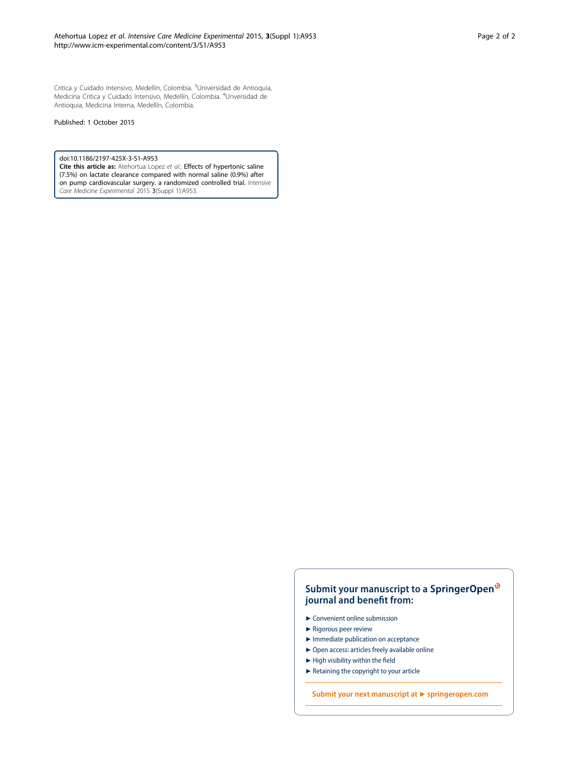Critica y Cuidado Intensivo, Medellin, Colombia. [3]Universidad de Antioquia, Medicina Critica y Cuidado Intensivo, Medellín, Colombia. [4]Unversidad de Antioquia, Medicina Interna, Medellín, Colombia.

Published: 1 October 2015

doi:10.1186/2197-425X-3-S1-A953
**Cite this article as:** Atehortua Lopez *et al.*: Effects of hypertonic saline (7.5%) on lactate clearance compared with normal saline (0.9%) after on pump cardiovascular surgery. a randomized controlled trial. *Intensive Care Medicine Experimental* 2015 **3**(Suppl 1):A953.

**Submit your manuscript to a SpringerOpen journal and benefit from:**

- ► Convenient online submission
- ► Rigorous peer review
- ► Immediate publication on acceptance
- ► Open access: articles freely available online
- ► High visibility within the field
- ► Retaining the copyright to your article

**Submit your next manuscript at ► springeropen.com**